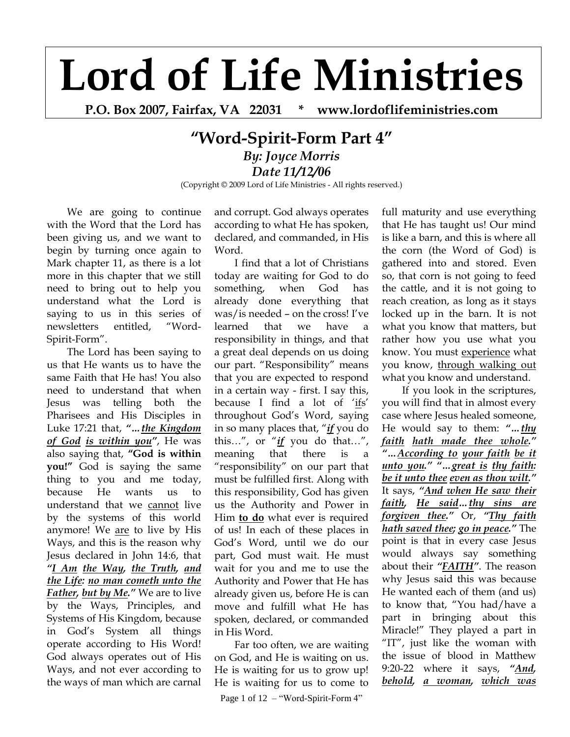# Lord of Life Ministries

**P.O. Box 2007, Fairfax, VA 22031 * www.lordoflifeministries.com**

## "Word-Spirit-Form Part 4"

***By: Joyce Morris***

***Date 11/12/06***

(Copyright © 2009 Lord of Life Ministries - All rights reserved.)

We are going to continue with the Word that the Lord has been giving us, and we want to begin by turning once again to Mark chapter 11, as there is a lot more in this chapter that we still need to bring out to help you understand what the Lord is saying to us in this series of newsletters entitled, "Word-Spirit-Form".

The Lord has been saying to us that He wants us to have the same Faith that He has! You also need to understand that when Jesus was telling both the Pharisees and His Disciples in Luke 17:21 that, ***"…*** ***<u>the Kingdom of God</u>*** ***<u>is within you</u>*****"**, He was also saying that, **"God is within you!"** God is saying the same thing to you and me today, because He wants us to understand that we <u>cannot</u> live by the systems of this world anymore! We <u>are</u> to live by His Ways, and this is the reason why Jesus declared in John 14:6, that ***"<u>I Am</u>*** ***<u>the Way</u>, <u>the Truth</u>, <u>and the Life</u>: <u>no man cometh unto the Father</u>, <u>but by Me</u>."*** We are to live by the Ways, Principles, and Systems of His Kingdom, because in God's System all things operate according to His Word! God always operates out of His Ways, and not ever according to the ways of man which are carnal and corrupt. God always operates according to what He has spoken, declared, and commanded, in His Word.

I find that a lot of Christians today are waiting for God to do something, when God has already done everything that was/is needed – on the cross! I've learned that we have a responsibility in things, and that a great deal depends on us doing our part. "Responsibility" means that you are expected to respond in a certain way - first. I say this, because I find a lot of '<u>if</u>s' throughout God's Word, saying in so many places that, "***<u>if</u>*** you do this…", or "***<u>if</u>*** you do that…", meaning that there is a "responsibility" on our part that must be fulfilled first. Along with this responsibility, God has given us the Authority and Power in Him **<u>to do</u>** what ever is required of us! In each of these places in God's Word, until we do our part, God must wait. He must wait for you and me to use the Authority and Power that He has already given us, before He is can move and fulfill what He has spoken, declared, or commanded in His Word.

Far too often, we are waiting on God, and He is waiting on us. He is waiting for us to grow up! He is waiting for us to come to full maturity and use everything that He has taught us! Our mind is like a barn, and this is where all the corn (the Word of God) is gathered into and stored. Even so, that corn is not going to feed the cattle, and it is not going to reach creation, as long as it stays locked up in the barn. It is not what you know that matters, but rather how you use what you know. You must <u>experience</u> what you know, <u>through walking out</u> what you know and understand.

If you look in the scriptures, you will find that in almost every case where Jesus healed someone, He would say to them: ***"…*** ***<u>thy faith</u>*** ***<u>hath made thee whole</u>."*** ***"…*** ***<u>According to</u>*** ***<u>your faith</u>*** ***<u>be it unto you</u>."*** ***"…*** ***<u>great is</u>*** ***<u>thy faith</u>: <u>be it unto thee</u>*** ***<u>even as thou wilt</u>."*** It says, ***"<u>And when He saw their faith</u>, <u>He said</u>…*** ***<u>thy sins are forgiven thee</u>."*** Or, ***"<u>Thy faith hath saved thee</u>; <u>go in peace</u>."*** The point is that in every case Jesus would always say something about their ***"<u>FAITH</u>"***. The reason why Jesus said this was because He wanted each of them (and us) to know that, "You had/have a part in bringing about this Miracle!" They played a part in "IT", just like the woman with the issue of blood in Matthew 9:20-22 where it says, ***"<u>And</u>, <u>behold</u>, <u>a woman</u>, <u>which was</u>***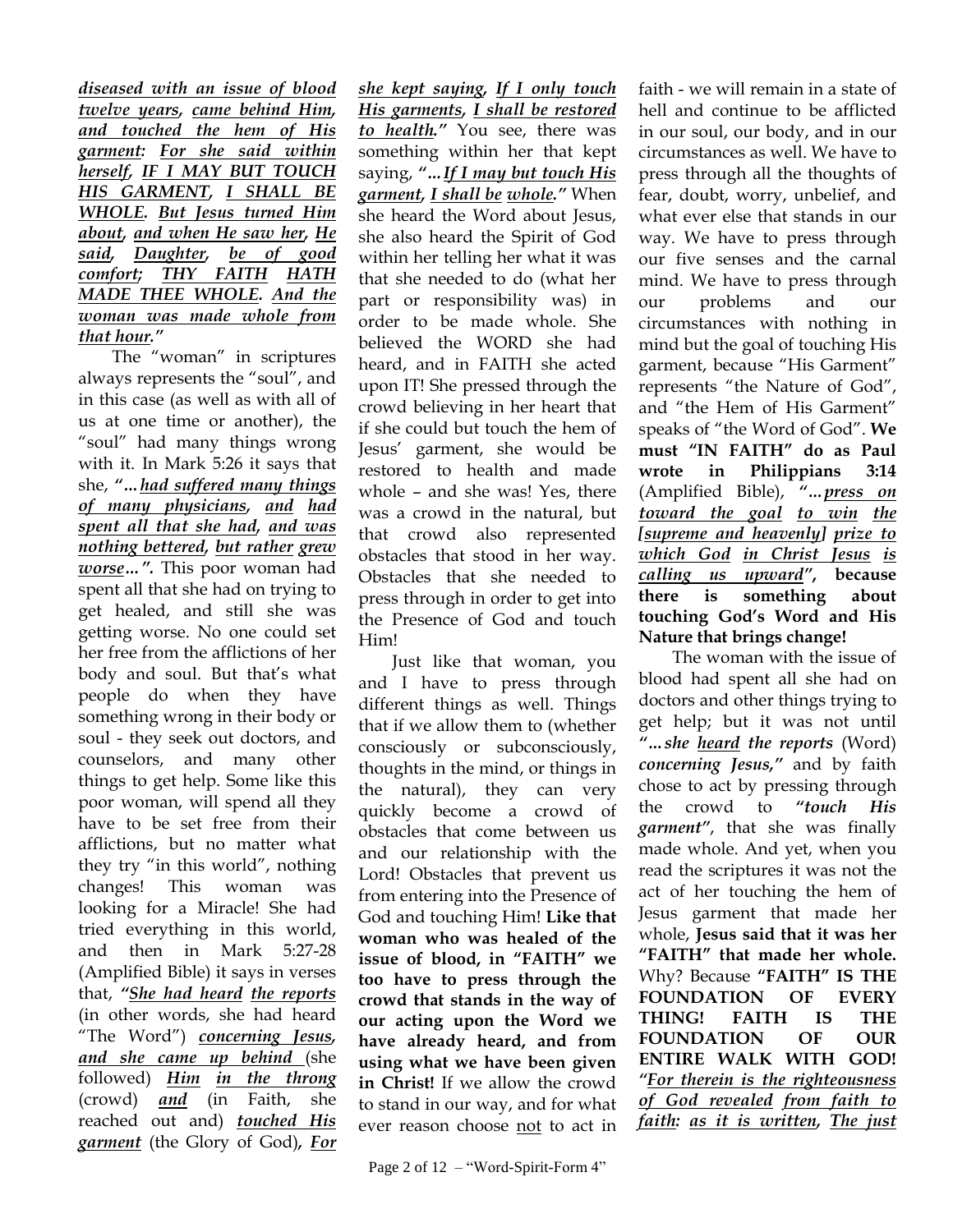***diseased with an issue of blood twelve years, came behind Him, and touched the hem of His garment: For she said within herself, IF I MAY BUT TOUCH HIS GARMENT, I SHALL BE WHOLE. But Jesus turned Him about, and when He saw her, He said, Daughter, be of good comfort; THY FAITH HATH MADE THEE WHOLE. And the woman was made whole from that hour."***

The "woman" in scriptures always represents the "soul", and in this case (as well as with all of us at one time or another), the "soul" had many things wrong with it. In Mark 5:26 it says that she, ***"...had suffered many things of many physicians, and had spent all that she had, and was nothing bettered, but rather grew worse...".*** This poor woman had spent all that she had on trying to get healed, and still she was getting worse. No one could set her free from the afflictions of her body and soul. But that's what people do when they have something wrong in their body or soul - they seek out doctors, and counselors, and many other things to get help. Some like this poor woman, will spend all they have to be set free from their afflictions, but no matter what they try "in this world", nothing changes! This woman was looking for a Miracle! She had tried everything in this world, and then in Mark 5:27-28 (Amplified Bible) it says in verses that, ***"She had heard the reports*** (in other words, she had heard "The Word") ***concerning Jesus, and she came up behind*** (she followed) ***Him in the throng*** (crowd) ***and*** (in Faith, she reached out and) ***touched His garment*** (the Glory of God)***, For she kept saying, If I only touch His garments, I shall be restored to health."*** You see, there was something within her that kept saying, ***"...If I may but touch His garment, I shall be whole."*** When she heard the Word about Jesus, she also heard the Spirit of God within her telling her what it was that she needed to do (what her part or responsibility was) in order to be made whole. She believed the WORD she had heard, and in FAITH she acted upon IT! She pressed through the crowd believing in her heart that if she could but touch the hem of Jesus' garment, she would be restored to health and made whole – and she was! Yes, there was a crowd in the natural, but that crowd also represented obstacles that stood in her way. Obstacles that she needed to press through in order to get into the Presence of God and touch Him!

Just like that woman, you and I have to press through different things as well. Things that if we allow them to (whether consciously or subconsciously, thoughts in the mind, or things in the natural), they can very quickly become a crowd of obstacles that come between us and our relationship with the Lord! Obstacles that prevent us from entering into the Presence of God and touching Him! **Like that woman who was healed of the issue of blood, in "FAITH" we too have to press through the crowd that stands in the way of our acting upon the Word we have already heard, and from using what we have been given in Christ!** If we allow the crowd to stand in our way, and for what ever reason choose not to act in faith - we will remain in a state of hell and continue to be afflicted in our soul, our body, and in our circumstances as well. We have to press through all the thoughts of fear, doubt, worry, unbelief, and what ever else that stands in our way. We have to press through our five senses and the carnal mind. We have to press through our problems and our circumstances with nothing in mind but the goal of touching His garment, because "His Garment" represents "the Nature of God", and "the Hem of His Garment" speaks of "the Word of God". **We must "IN FAITH" do as Paul wrote in Philippians 3:14** (Amplified Bible), ***"...press on toward the goal to win the [supreme and heavenly] prize to which God in Christ Jesus is calling us upward"*****, because there is something about touching God's Word and His Nature that brings change!**

The woman with the issue of blood had spent all she had on doctors and other things trying to get help; but it was not until ***"...she heard the reports*** (Word) ***concerning Jesus,"*** and by faith chose to act by pressing through the crowd to ***"touch His garment"***, that she was finally made whole. And yet, when you read the scriptures it was not the act of her touching the hem of Jesus garment that made her whole, **Jesus said that it was her "FAITH" that made her whole.** Why? Because **"FAITH" IS THE FOUNDATION OF EVERY THING! FAITH IS THE FOUNDATION OF OUR ENTIRE WALK WITH GOD!** ***"For therein is the righteousness of God revealed from faith to faith: as it is written, The just***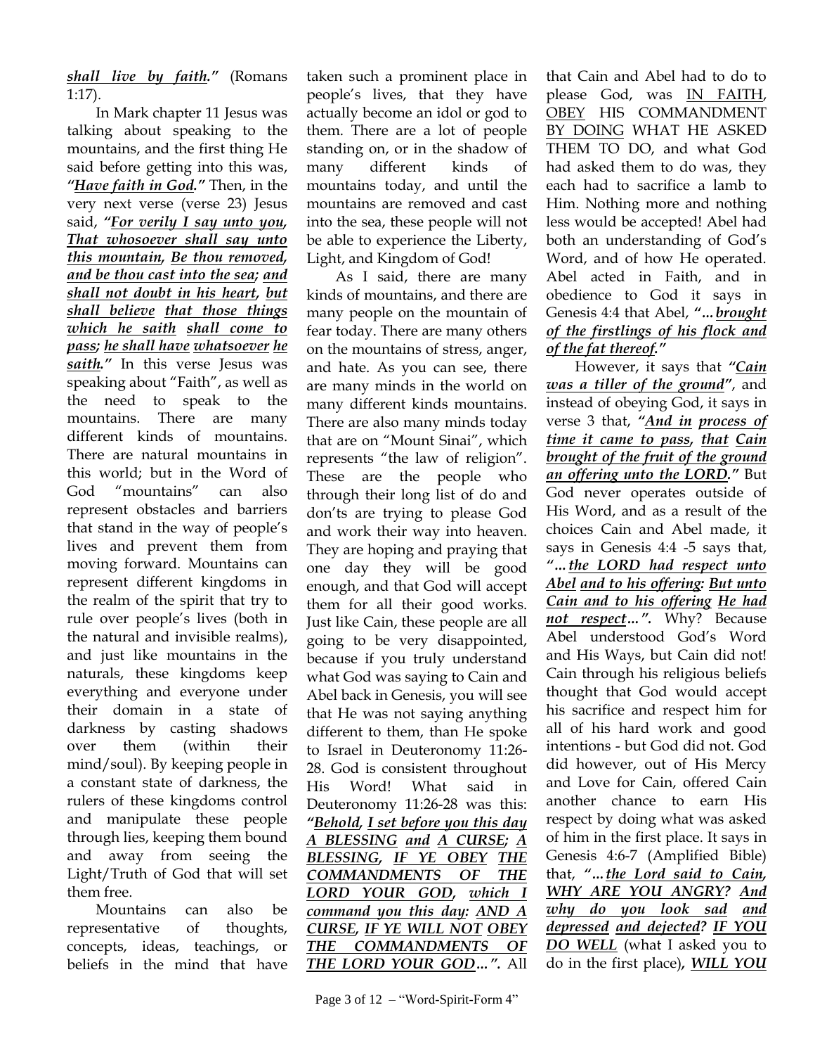***shall live by faith."*** (Romans 1:17).

In Mark chapter 11 Jesus was talking about speaking to the mountains, and the first thing He said before getting into this was, ***"Have faith in God."*** Then, in the very next verse (verse 23) Jesus said, ***"For verily I say unto you, That whosoever shall say unto this mountain, Be thou removed, and be thou cast into the sea; and shall not doubt in his heart, but shall believe that those things which he saith shall come to pass; he shall have whatsoever he saith."*** In this verse Jesus was speaking about "Faith", as well as the need to speak to the mountains. There are many different kinds of mountains. There are natural mountains in this world; but in the Word of God "mountains" can also represent obstacles and barriers that stand in the way of people's lives and prevent them from moving forward. Mountains can represent different kingdoms in the realm of the spirit that try to rule over people's lives (both in the natural and invisible realms), and just like mountains in the naturals, these kingdoms keep everything and everyone under their domain in a state of darkness by casting shadows over them (within their mind/soul). By keeping people in a constant state of darkness, the rulers of these kingdoms control and manipulate these people through lies, keeping them bound and away from seeing the Light/Truth of God that will set them free.

Mountains can also be representative of thoughts, concepts, ideas, teachings, or beliefs in the mind that have taken such a prominent place in people's lives, that they have actually become an idol or god to them. There are a lot of people standing on, or in the shadow of many different kinds of mountains today, and until the mountains are removed and cast into the sea, these people will not be able to experience the Liberty, Light, and Kingdom of God!

As I said, there are many kinds of mountains, and there are many people on the mountain of fear today. There are many others on the mountains of stress, anger, and hate. As you can see, there are many minds in the world on many different kinds mountains. There are also many minds today that are on "Mount Sinai", which represents "the law of religion". These are the people who through their long list of do and don'ts are trying to please God and work their way into heaven. They are hoping and praying that one day they will be good enough, and that God will accept them for all their good works. Just like Cain, these people are all going to be very disappointed, because if you truly understand what God was saying to Cain and Abel back in Genesis, you will see that He was not saying anything different to them, than He spoke to Israel in Deuteronomy 11:26-28. God is consistent throughout His Word! What said in Deuteronomy 11:26-28 was this: ***"Behold, I set before you this day A BLESSING and A CURSE; A BLESSING, IF YE OBEY THE COMMANDMENTS OF THE LORD YOUR GOD, which I command you this day: AND A CURSE, IF YE WILL NOT OBEY THE COMMANDMENTS OF THE LORD YOUR GOD…".*** All that Cain and Abel had to do to please God, was IN FAITH, OBEY HIS COMMANDMENT BY DOING WHAT HE ASKED THEM TO DO, and what God had asked them to do was, they each had to sacrifice a lamb to Him. Nothing more and nothing less would be accepted! Abel had both an understanding of God's Word, and of how He operated. Abel acted in Faith, and in obedience to God it says in Genesis 4:4 that Abel, ***"…brought of the firstlings of his flock and of the fat thereof."***

However, it says that ***"Cain was a tiller of the ground"***, and instead of obeying God, it says in verse 3 that, ***"And in process of time it came to pass, that Cain brought of the fruit of the ground an offering unto the LORD."*** But God never operates outside of His Word, and as a result of the choices Cain and Abel made, it says in Genesis 4:4 -5 says that, ***"…the LORD had respect unto Abel and to his offering: But unto Cain and to his offering He had not respect…".*** Why? Because Abel understood God's Word and His Ways, but Cain did not! Cain through his religious beliefs thought that God would accept his sacrifice and respect him for all of his hard work and good intentions - but God did not. God did however, out of His Mercy and Love for Cain, offered Cain another chance to earn His respect by doing what was asked of him in the first place. It says in Genesis 4:6-7 (Amplified Bible) that, ***"…the Lord said to Cain, WHY ARE YOU ANGRY? And why do you look sad and depressed and dejected? IF YOU DO WELL*** (what I asked you to do in the first place), ***WILL YOU***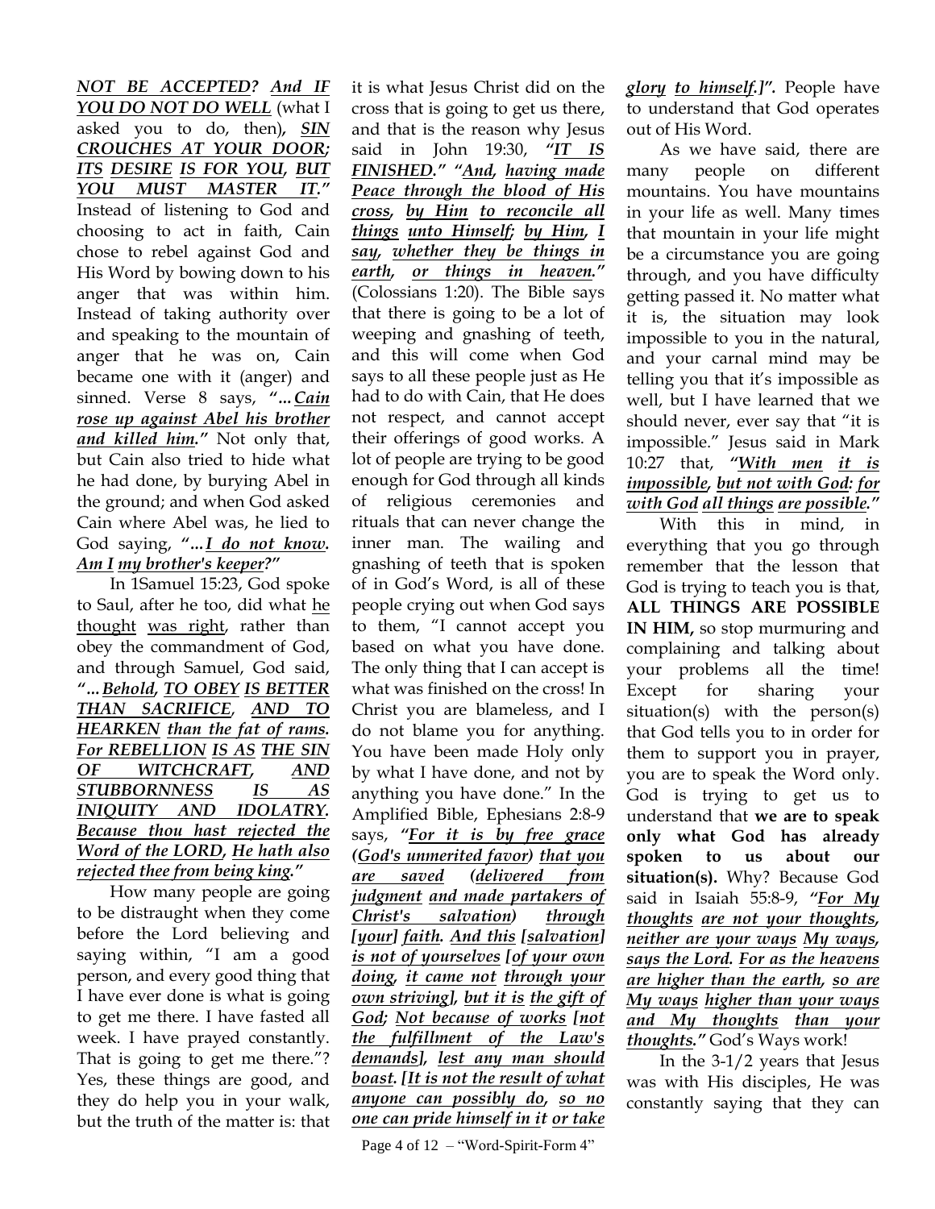***NOT BE ACCEPTED? <u>And IF YOU DO NOT DO WELL</u>*** (what I asked you to do, then)***, <u>SIN CROUCHES AT YOUR DOOR; ITS DESIRE IS FOR YOU, BUT YOU MUST MASTER IT</u>."*** Instead of listening to God and choosing to act in faith, Cain chose to rebel against God and His Word by bowing down to his anger that was within him. Instead of taking authority over and speaking to the mountain of anger that he was on, Cain became one with it (anger) and sinned. Verse 8 says, ***"…<u>Cain rose up against Abel his brother and killed him</u>."*** Not only that, but Cain also tried to hide what he had done, by burying Abel in the ground; and when God asked Cain where Abel was, he lied to God saying, ***"…<u>I do not know. Am I my brother's keeper</u>?"***

In 1Samuel 15:23, God spoke to Saul, after he too, did what <u>he thought was right</u>, rather than obey the commandment of God, and through Samuel, God said, ***"…<u>Behold, TO OBEY IS BETTER THAN SACRIFICE, AND TO HEARKEN than the fat of rams. For REBELLION IS AS THE SIN OF WITCHCRAFT, AND STUBBORNNESS IS AS INIQUITY AND IDOLATRY. Because thou hast rejected the Word of the LORD, He hath also rejected thee from being king</u>."***

How many people are going to be distraught when they come before the Lord believing and saying within, "I am a good person, and every good thing that I have ever done is what is going to get me there. I have fasted all week. I have prayed constantly. That is going to get me there."? Yes, these things are good, and they do help you in your walk, but the truth of the matter is: that it is what Jesus Christ did on the cross that is going to get us there, and that is the reason why Jesus said in John 19:30, ***"<u>IT IS FINISHED</u>." "<u>And, having made Peace through the blood of His cross, by Him to reconcile all things unto Himself; by Him, I say, whether they be things in earth, or things in heaven</u>."*** (Colossians 1:20). The Bible says that there is going to be a lot of weeping and gnashing of teeth, and this will come when God says to all these people just as He had to do with Cain, that He does not respect, and cannot accept their offerings of good works. A lot of people are trying to be good enough for God through all kinds of religious ceremonies and rituals that can never change the inner man. The wailing and gnashing of teeth that is spoken of in God's Word, is all of these people crying out when God says to them, "I cannot accept you based on what you have done. The only thing that I can accept is what was finished on the cross! In Christ you are blameless, and I do not blame you for anything. You have been made Holy only by what I have done, and not by anything you have done." In the Amplified Bible, Ephesians 2:8-9 says, ***"<u>For it is by free grace (God's unmerited favor) that you are saved (delivered from judgment and made partakers of Christ's salvation) through [your] faith. And this [salvation] is not of yourselves [of your own doing, it came not through your own striving], but it is the gift of God; Not because of works [not the fulfillment of the Law's demands], lest any man should boast. [It is not the result of what anyone can possibly do, so no one can pride himself in it or take glory to himself.]</u>".*** People have to understand that God operates out of His Word.

As we have said, there are many people on different mountains. You have mountains in your life as well. Many times that mountain in your life might be a circumstance you are going through, and you have difficulty getting passed it. No matter what it is, the situation may look impossible to you in the natural, and your carnal mind may be telling you that it's impossible as well, but I have learned that we should never, ever say that "it is impossible." Jesus said in Mark 10:27 that, ***"<u>With men it is impossible, but not with God: for with God all things are possible</u>."***

With this in mind, in everything that you go through remember that the lesson that God is trying to teach you is that, **ALL THINGS ARE POSSIBLE IN HIM,** so stop murmuring and complaining and talking about your problems all the time! Except for sharing your situation(s) with the person(s) that God tells you to in order for them to support you in prayer, you are to speak the Word only. God is trying to get us to understand that **we are to speak only what God has already spoken to us about our situation(s).** Why? Because God said in Isaiah 55:8-9, ***"<u>For My thoughts are not your thoughts, neither are your ways My ways, says the Lord. For as the heavens are higher than the earth, so are My ways higher than your ways and My thoughts than your thoughts</u>."*** God's Ways work!

In the 3-1/2 years that Jesus was with His disciples, He was constantly saying that they can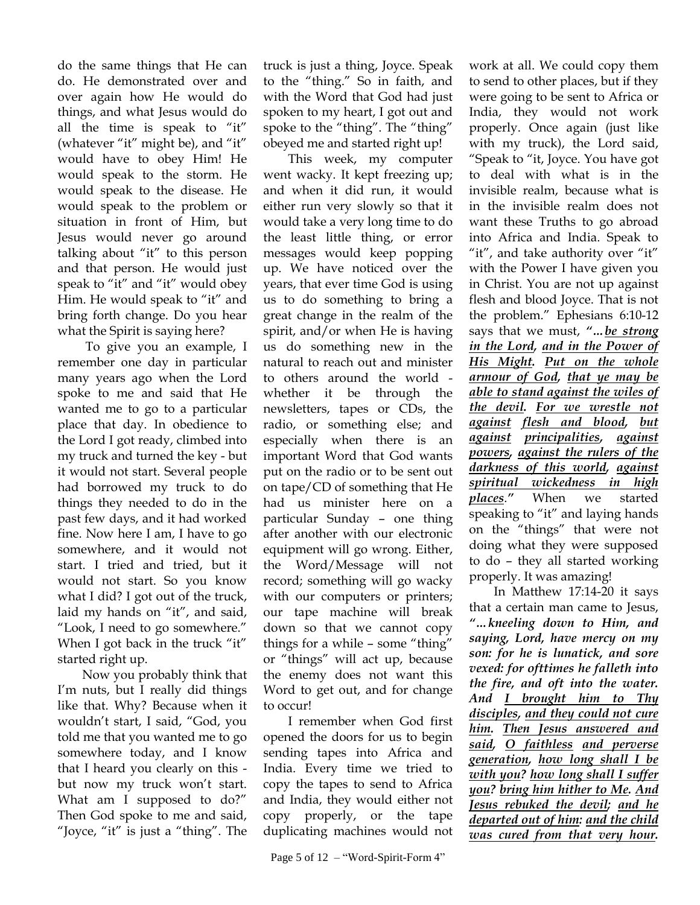do the same things that He can do. He demonstrated over and over again how He would do things, and what Jesus would do all the time is speak to "it" (whatever "it" might be), and "it" would have to obey Him! He would speak to the storm. He would speak to the disease. He would speak to the problem or situation in front of Him, but Jesus would never go around talking about "it" to this person and that person. He would just speak to "it" and "it" would obey Him. He would speak to "it" and bring forth change. Do you hear what the Spirit is saying here?

To give you an example, I remember one day in particular many years ago when the Lord spoke to me and said that He wanted me to go to a particular place that day. In obedience to the Lord I got ready, climbed into my truck and turned the key - but it would not start. Several people had borrowed my truck to do things they needed to do in the past few days, and it had worked fine. Now here I am, I have to go somewhere, and it would not start. I tried and tried, but it would not start. So you know what I did? I got out of the truck, laid my hands on "it", and said, "Look, I need to go somewhere." When I got back in the truck "it" started right up.

Now you probably think that I'm nuts, but I really did things like that. Why? Because when it wouldn't start, I said, "God, you told me that you wanted me to go somewhere today, and I know that I heard you clearly on this - but now my truck won't start. What am I supposed to do?" Then God spoke to me and said, "Joyce, "it" is just a "thing". The truck is just a thing, Joyce. Speak to the "thing." So in faith, and with the Word that God had just spoken to my heart, I got out and spoke to the "thing". The "thing" obeyed me and started right up!

This week, my computer went wacky. It kept freezing up; and when it did run, it would either run very slowly so that it would take a very long time to do the least little thing, or error messages would keep popping up. We have noticed over the years, that ever time God is using us to do something to bring a great change in the realm of the spirit, and/or when He is having us do something new in the natural to reach out and minister to others around the world - whether it be through the newsletters, tapes or CDs, the radio, or something else; and especially when there is an important Word that God wants put on the radio or to be sent out on tape/CD of something that He had us minister here on a particular Sunday – one thing after another with our electronic equipment will go wrong. Either, the Word/Message will not record; something will go wacky with our computers or printers; our tape machine will break down so that we cannot copy things for a while – some "thing" or "things" will act up, because the enemy does not want this Word to get out, and for change to occur!

I remember when God first opened the doors for us to begin sending tapes into Africa and India. Every time we tried to copy the tapes to send to Africa and India, they would either not copy properly, or the tape duplicating machines would not work at all. We could copy them to send to other places, but if they were going to be sent to Africa or India, they would not work properly. Once again (just like with my truck), the Lord said, "Speak to "it, Joyce. You have got to deal with what is in the invisible realm, because what is in the invisible realm does not want these Truths to go abroad into Africa and India. Speak to "it", and take authority over "it" with the Power I have given you in Christ. You are not up against flesh and blood Joyce. That is not the problem." Ephesians 6:10-12 says that we must, ***"...*** ***<u>be strong in the Lord</u>, <u>and in the Power of His Might</u>. <u>Put on the whole armour of God</u>, <u>that ye may be able to stand against the wiles of the devil</u>. <u>For we wrestle not against</u> <u>flesh and blood</u>, <u>but against</u> <u>principalities</u>, <u>against powers</u>, <u>against the rulers of the darkness of this world</u>, <u>against spiritual wickedness in high places</u>."*** When we started speaking to "it" and laying hands on the "things" that were not doing what they were supposed to do – they all started working properly. It was amazing!

In Matthew 17:14-20 it says that a certain man came to Jesus, ***"...kneeling down to Him, and saying, Lord, have mercy on my son: for he is lunatick, and sore vexed: for ofttimes he falleth into the fire, and oft into the water. And <u>I brought him to Thy disciples</u>, <u>and they could not cure him</u>. <u>Then Jesus answered and said</u>, <u>O faithless</u> <u>and perverse generation</u>, <u>how long shall I be with you?</u> <u>how long shall I suffer you?</u> <u>bring him hither to Me</u>. <u>And Jesus rebuked the devil</u>; <u>and he departed out of him</u>: <u>and the child was cured from that very hour</u>.***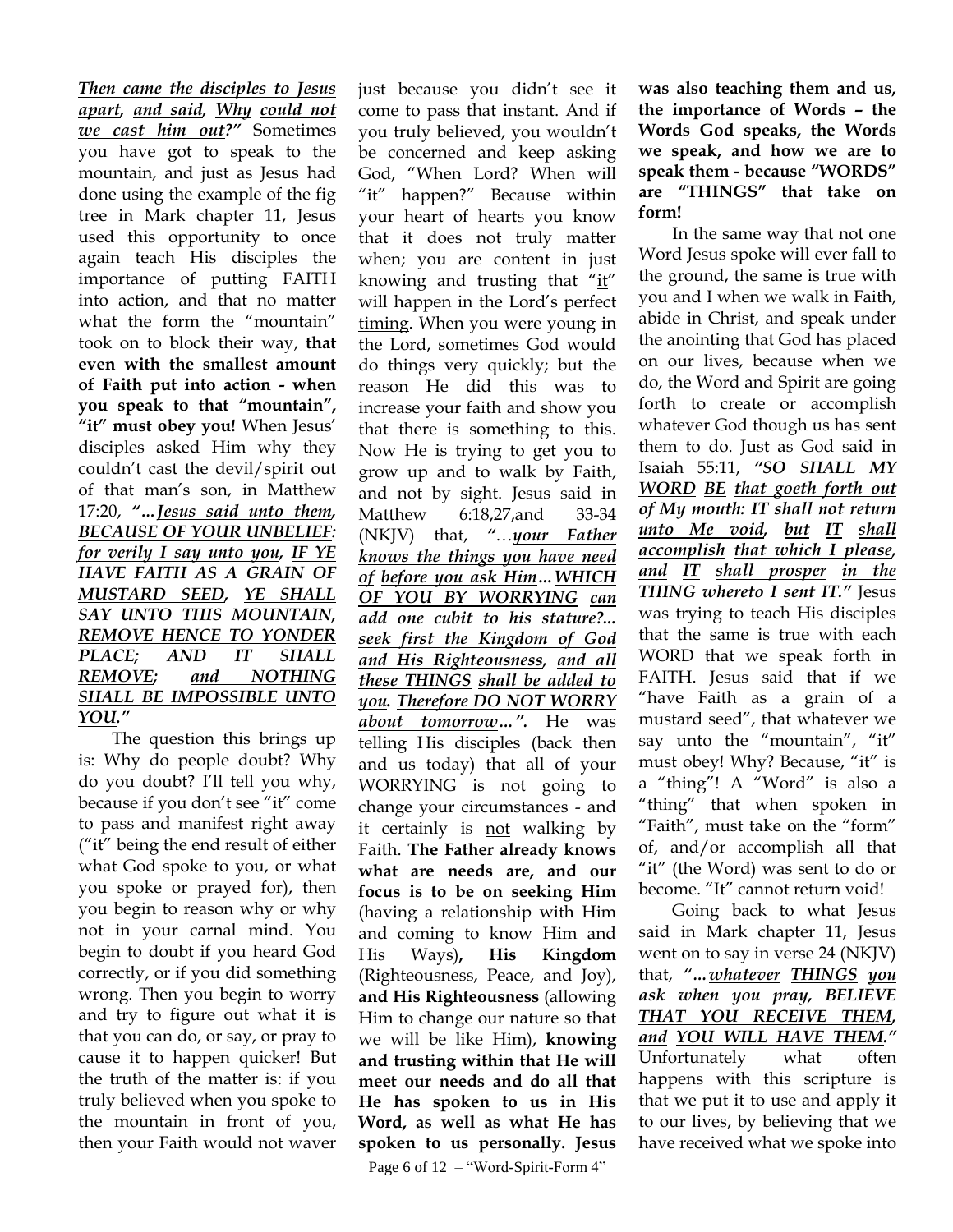***Then came the disciples to Jesus apart, and said, Why could not we cast him out?"*** Sometimes you have got to speak to the mountain, and just as Jesus had done using the example of the fig tree in Mark chapter 11, Jesus used this opportunity to once again teach His disciples the importance of putting FAITH into action, and that no matter what the form the "mountain" took on to block their way, **that even with the smallest amount of Faith put into action - when you speak to that "mountain", "it" must obey you!** When Jesus' disciples asked Him why they couldn't cast the devil/spirit out of that man's son, in Matthew 17:20, ***"...Jesus said unto them, BECAUSE OF YOUR UNBELIEF: for verily I say unto you, IF YE HAVE FAITH AS A GRAIN OF MUSTARD SEED, YE SHALL SAY UNTO THIS MOUNTAIN, REMOVE HENCE TO YONDER PLACE; AND IT SHALL REMOVE; and NOTHING SHALL BE IMPOSSIBLE UNTO YOU."***

The question this brings up is: Why do people doubt? Why do you doubt? I'll tell you why, because if you don't see "it" come to pass and manifest right away ("it" being the end result of either what God spoke to you, or what you spoke or prayed for), then you begin to reason why or why not in your carnal mind. You begin to doubt if you heard God correctly, or if you did something wrong. Then you begin to worry and try to figure out what it is that you can do, or say, or pray to cause it to happen quicker! But the truth of the matter is: if you truly believed when you spoke to the mountain in front of you, then your Faith would not waver just because you didn't see it come to pass that instant. And if you truly believed, you wouldn't be concerned and keep asking God, "When Lord? When will "it" happen?" Because within your heart of hearts you know that it does not truly matter when; you are content in just knowing and trusting that "it" will happen in the Lord's perfect timing. When you were young in the Lord, sometimes God would do things very quickly; but the reason He did this was to increase your faith and show you that there is something to this. Now He is trying to get you to grow up and to walk by Faith, and not by sight. Jesus said in Matthew 6:18,27,and 33-34 (NKJV) that, ***"…your Father knows the things you have need of before you ask Him…WHICH OF YOU BY WORRYING can add one cubit to his stature?... seek first the Kingdom of God and His Righteousness, and all these THINGS shall be added to you. Therefore DO NOT WORRY about tomorrow…".*** He was telling His disciples (back then and us today) that all of your WORRYING is not going to change your circumstances - and it certainly is not walking by Faith. **The Father already knows what are needs are, and our focus is to be on seeking Him** (having a relationship with Him and coming to know Him and His Ways)**, His Kingdom** (Righteousness, Peace, and Joy), **and His Righteousness** (allowing Him to change our nature so that we will be like Him), **knowing and trusting within that He will meet our needs and do all that He has spoken to us in His Word, as well as what He has spoken to us personally. Jesus was also teaching them and us, the importance of Words – the Words God speaks, the Words we speak, and how we are to speak them - because "WORDS" are "THINGS" that take on form!**

In the same way that not one Word Jesus spoke will ever fall to the ground, the same is true with you and I when we walk in Faith, abide in Christ, and speak under the anointing that God has placed on our lives, because when we do, the Word and Spirit are going forth to create or accomplish whatever God though us has sent them to do. Just as God said in Isaiah 55:11, ***"SO SHALL MY WORD BE that goeth forth out of My mouth: IT shall not return unto Me void, but IT shall accomplish that which I please, and IT shall prosper in the THING whereto I sent IT."*** Jesus was trying to teach His disciples that the same is true with each WORD that we speak forth in FAITH. Jesus said that if we "have Faith as a grain of a mustard seed", that whatever we say unto the "mountain", "it" must obey! Why? Because, "it" is a "thing"! A "Word" is also a "thing" that when spoken in "Faith", must take on the "form" of, and/or accomplish all that "it" (the Word) was sent to do or become. "It" cannot return void!

Going back to what Jesus said in Mark chapter 11, Jesus went on to say in verse 24 (NKJV) that, ***"...whatever THINGS you ask when you pray, BELIEVE THAT YOU RECEIVE THEM, and YOU WILL HAVE THEM."*** Unfortunately what often happens with this scripture is that we put it to use and apply it to our lives, by believing that we have received what we spoke into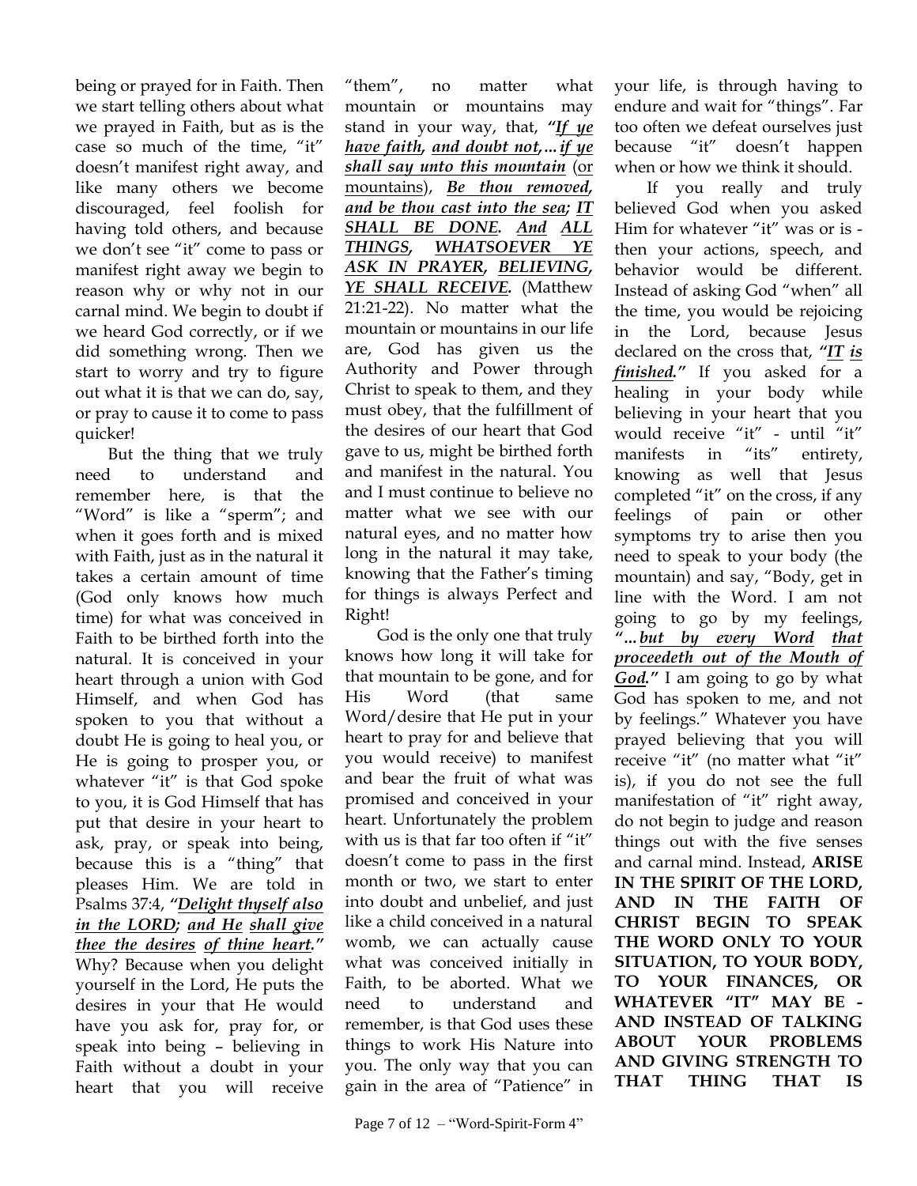being or prayed for in Faith. Then we start telling others about what we prayed in Faith, but as is the case so much of the time, "it" doesn't manifest right away, and like many others we become discouraged, feel foolish for having told others, and because we don't see "it" come to pass or manifest right away we begin to reason why or why not in our carnal mind. We begin to doubt if we heard God correctly, or if we did something wrong. Then we start to worry and try to figure out what it is that we can do, say, or pray to cause it to come to pass quicker!

But the thing that we truly need to understand and remember here, is that the "Word" is like a "sperm"; and when it goes forth and is mixed with Faith, just as in the natural it takes a certain amount of time (God only knows how much time) for what was conceived in Faith to be birthed forth into the natural. It is conceived in your heart through a union with God Himself, and when God has spoken to you that without a doubt He is going to heal you, or He is going to prosper you, or whatever "it" is that God spoke to you, it is God Himself that has put that desire in your heart to ask, pray, or speak into being, because this is a "thing" that pleases Him. We are told in Psalms 37:4, ***"Delight thyself also in the LORD; and He shall give thee the desires of thine heart."*** Why? Because when you delight yourself in the Lord, He puts the desires in your that He would have you ask for, pray for, or speak into being – believing in Faith without a doubt in your heart that you will receive "them", no matter what mountain or mountains may stand in your way, that, ***"If ye have faith, and doubt not,…if ye shall say unto this mountain*** (or mountains), ***Be thou removed, and be thou cast into the sea; IT SHALL BE DONE. And ALL THINGS, WHATSOEVER YE ASK IN PRAYER, BELIEVING, YE SHALL RECEIVE.*** (Matthew 21:21-22). No matter what the mountain or mountains in our life are, God has given us the Authority and Power through Christ to speak to them, and they must obey, that the fulfillment of the desires of our heart that God gave to us, might be birthed forth and manifest in the natural. You and I must continue to believe no matter what we see with our natural eyes, and no matter how long in the natural it may take, knowing that the Father's timing for things is always Perfect and Right!

God is the only one that truly knows how long it will take for that mountain to be gone, and for His Word (that same Word/desire that He put in your heart to pray for and believe that you would receive) to manifest and bear the fruit of what was promised and conceived in your heart. Unfortunately the problem with us is that far too often if "it" doesn't come to pass in the first month or two, we start to enter into doubt and unbelief, and just like a child conceived in a natural womb, we can actually cause what was conceived initially in Faith, to be aborted. What we need to understand and remember, is that God uses these things to work His Nature into you. The only way that you can gain in the area of "Patience" in your life, is through having to endure and wait for "things". Far too often we defeat ourselves just because "it" doesn't happen when or how we think it should.

If you really and truly believed God when you asked Him for whatever "it" was or is - then your actions, speech, and behavior would be different. Instead of asking God "when" all the time, you would be rejoicing in the Lord, because Jesus declared on the cross that, ***"IT is finished."*** If you asked for a healing in your body while believing in your heart that you would receive "it" - until "it" manifests in "its" entirety, knowing as well that Jesus completed "it" on the cross, if any feelings of pain or other symptoms try to arise then you need to speak to your body (the mountain) and say, "Body, get in line with the Word. I am not going to go by my feelings, ***"…but by every Word that proceedeth out of the Mouth of God."*** I am going to go by what God has spoken to me, and not by feelings." Whatever you have prayed believing that you will receive "it" (no matter what "it" is), if you do not see the full manifestation of "it" right away, do not begin to judge and reason things out with the five senses and carnal mind. Instead, **ARISE IN THE SPIRIT OF THE LORD, AND IN THE FAITH OF CHRIST BEGIN TO SPEAK THE WORD ONLY TO YOUR SITUATION, TO YOUR BODY, TO YOUR FINANCES, OR WHATEVER "IT" MAY BE - AND INSTEAD OF TALKING ABOUT YOUR PROBLEMS AND GIVING STRENGTH TO THAT THING THAT IS**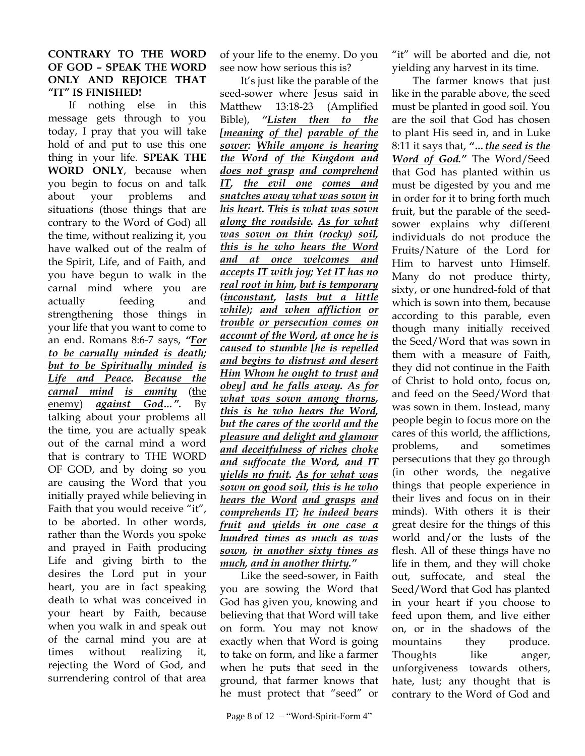**CONTRARY TO THE WORD OF GOD – SPEAK THE WORD ONLY AND REJOICE THAT "IT" IS FINISHED!**

If nothing else in this message gets through to you today, I pray that you will take hold of and put to use this one thing in your life. **SPEAK THE WORD ONLY**, because when you begin to focus on and talk about your problems and situations (those things that are contrary to the Word of God) all the time, without realizing it, you have walked out of the realm of the Spirit, Life, and of Faith, and you have begun to walk in the carnal mind where you are actually feeding and strengthening those things in your life that you want to come to an end. Romans 8:6-7 says, ***"For to be carnally minded is death; but to be Spiritually minded is Life and Peace. Because the carnal mind is enmity*** (the enemy) ***against God...".*** By talking about your problems all the time, you are actually speak out of the carnal mind a word that is contrary to THE WORD OF GOD, and by doing so you are causing the Word that you initially prayed while believing in Faith that you would receive "it", to be aborted. In other words, rather than the Words you spoke and prayed in Faith producing Life and giving birth to the desires the Lord put in your heart, you are in fact speaking death to what was conceived in your heart by Faith, because when you walk in and speak out of the carnal mind you are at times without realizing it, rejecting the Word of God, and surrendering control of that area of your life to the enemy. Do you see now how serious this is?

It's just like the parable of the seed-sower where Jesus said in Matthew 13:18-23 (Amplified Bible), ***"Listen then to the [meaning of the] parable of the sower: While anyone is hearing the Word of the Kingdom and does not grasp and comprehend IT, the evil one comes and snatches away what was sown in his heart. This is what was sown along the roadside. As for what was sown on thin (rocky) soil, this is he who hears the Word and at once welcomes and accepts IT with joy; Yet IT has no real root in him, but is temporary (inconstant, lasts but a little while); and when affliction or trouble or persecution comes on account of the Word, at once he is caused to stumble [he is repelled and begins to distrust and desert Him Whom he ought to trust and obey] and he falls away. As for what was sown among thorns, this is he who hears the Word, but the cares of the world and the pleasure and delight and glamour and deceitfulness of riches choke and suffocate the Word, and IT yields no fruit. As for what was sown on good soil, this is he who hears the Word and grasps and comprehends IT; he indeed bears fruit and yields in one case a hundred times as much as was sown, in another sixty times as much, and in another thirty."***

Like the seed-sower, in Faith you are sowing the Word that God has given you, knowing and believing that that Word will take on form. You may not know exactly when that Word is going to take on form, and like a farmer when he puts that seed in the ground, that farmer knows that he must protect that "seed" or "it" will be aborted and die, not yielding any harvest in its time.

The farmer knows that just like in the parable above, the seed must be planted in good soil. You are the soil that God has chosen to plant His seed in, and in Luke 8:11 it says that, ***"...the seed is the Word of God."*** The Word/Seed that God has planted within us must be digested by you and me in order for it to bring forth much fruit, but the parable of the seed-sower explains why different individuals do not produce the Fruits/Nature of the Lord for Him to harvest unto Himself. Many do not produce thirty, sixty, or one hundred-fold of that which is sown into them, because according to this parable, even though many initially received the Seed/Word that was sown in them with a measure of Faith, they did not continue in the Faith of Christ to hold onto, focus on, and feed on the Seed/Word that was sown in them. Instead, many people begin to focus more on the cares of this world, the afflictions, problems, and sometimes persecutions that they go through (in other words, the negative things that people experience in their lives and focus on in their minds). With others it is their great desire for the things of this world and/or the lusts of the flesh. All of these things have no life in them, and they will choke out, suffocate, and steal the Seed/Word that God has planted in your heart if you choose to feed upon them, and live either on, or in the shadows of the mountains they produce. Thoughts like anger, unforgiveness towards others, hate, lust; any thought that is contrary to the Word of God and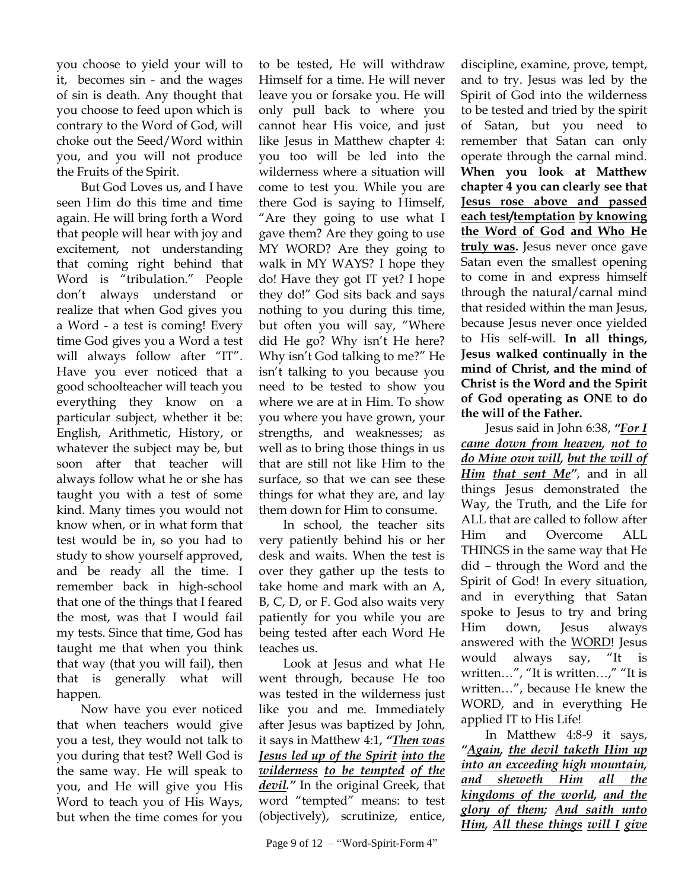you choose to yield your will to it, becomes sin - and the wages of sin is death. Any thought that you choose to feed upon which is contrary to the Word of God, will choke out the Seed/Word within you, and you will not produce the Fruits of the Spirit.

But God Loves us, and I have seen Him do this time and time again. He will bring forth a Word that people will hear with joy and excitement, not understanding that coming right behind that Word is "tribulation." People don't always understand or realize that when God gives you a Word - a test is coming! Every time God gives you a Word a test will always follow after "IT". Have you ever noticed that a good schoolteacher will teach you everything they know on a particular subject, whether it be: English, Arithmetic, History, or whatever the subject may be, but soon after that teacher will always follow what he or she has taught you with a test of some kind. Many times you would not know when, or in what form that test would be in, so you had to study to show yourself approved, and be ready all the time. I remember back in high-school that one of the things that I feared the most, was that I would fail my tests. Since that time, God has taught me that when you think that way (that you will fail), then that is generally what will happen.

Now have you ever noticed that when teachers would give you a test, they would not talk to you during that test? Well God is the same way. He will speak to you, and He will give you His Word to teach you of His Ways, but when the time comes for you to be tested, He will withdraw Himself for a time. He will never leave you or forsake you. He will only pull back to where you cannot hear His voice, and just like Jesus in Matthew chapter 4: you too will be led into the wilderness where a situation will come to test you. While you are there God is saying to Himself, "Are they going to use what I gave them? Are they going to use MY WORD? Are they going to walk in MY WAYS? I hope they do! Have they got IT yet? I hope they do!" God sits back and says nothing to you during this time, but often you will say, "Where did He go? Why isn't He here? Why isn't God talking to me?" He isn't talking to you because you need to be tested to show you where we are at in Him. To show you where you have grown, your strengths, and weaknesses; as well as to bring those things in us that are still not like Him to the surface, so that we can see these things for what they are, and lay them down for Him to consume.

In school, the teacher sits very patiently behind his or her desk and waits. When the test is over they gather up the tests to take home and mark with an A, B, C, D, or F. God also waits very patiently for you while you are being tested after each Word He teaches us.

Look at Jesus and what He went through, because He too was tested in the wilderness just like you and me. Immediately after Jesus was baptized by John, it says in Matthew 4:1, ***"Then was Jesus led up of the Spirit into the wilderness to be tempted of the devil."*** In the original Greek, that word "tempted" means: to test (objectively), scrutinize, entice, discipline, examine, prove, tempt, and to try. Jesus was led by the Spirit of God into the wilderness to be tested and tried by the spirit of Satan, but you need to remember that Satan can only operate through the carnal mind. **When you look at Matthew chapter 4 you can clearly see that Jesus rose above and passed each test/temptation by knowing the Word of God and Who He truly was.** Jesus never once gave Satan even the smallest opening to come in and express himself through the natural/carnal mind that resided within the man Jesus, because Jesus never once yielded to His self-will. **In all things, Jesus walked continually in the mind of Christ, and the mind of Christ is the Word and the Spirit of God operating as ONE to do the will of the Father.**

Jesus said in John 6:38, ***"For I came down from heaven, not to do Mine own will, but the will of Him that sent Me"***, and in all things Jesus demonstrated the Way, the Truth, and the Life for ALL that are called to follow after Him and Overcome ALL THINGS in the same way that He did – through the Word and the Spirit of God! In every situation, and in everything that Satan spoke to Jesus to try and bring Him down, Jesus always answered with the WORD! Jesus would always say, "It is written…", "It is written…," "It is written…", because He knew the WORD, and in everything He applied IT to His Life!

In Matthew 4:8-9 it says, ***"Again, the devil taketh Him up into an exceeding high mountain, and sheweth Him all the kingdoms of the world, and the glory of them; And saith unto Him, All these things will I give***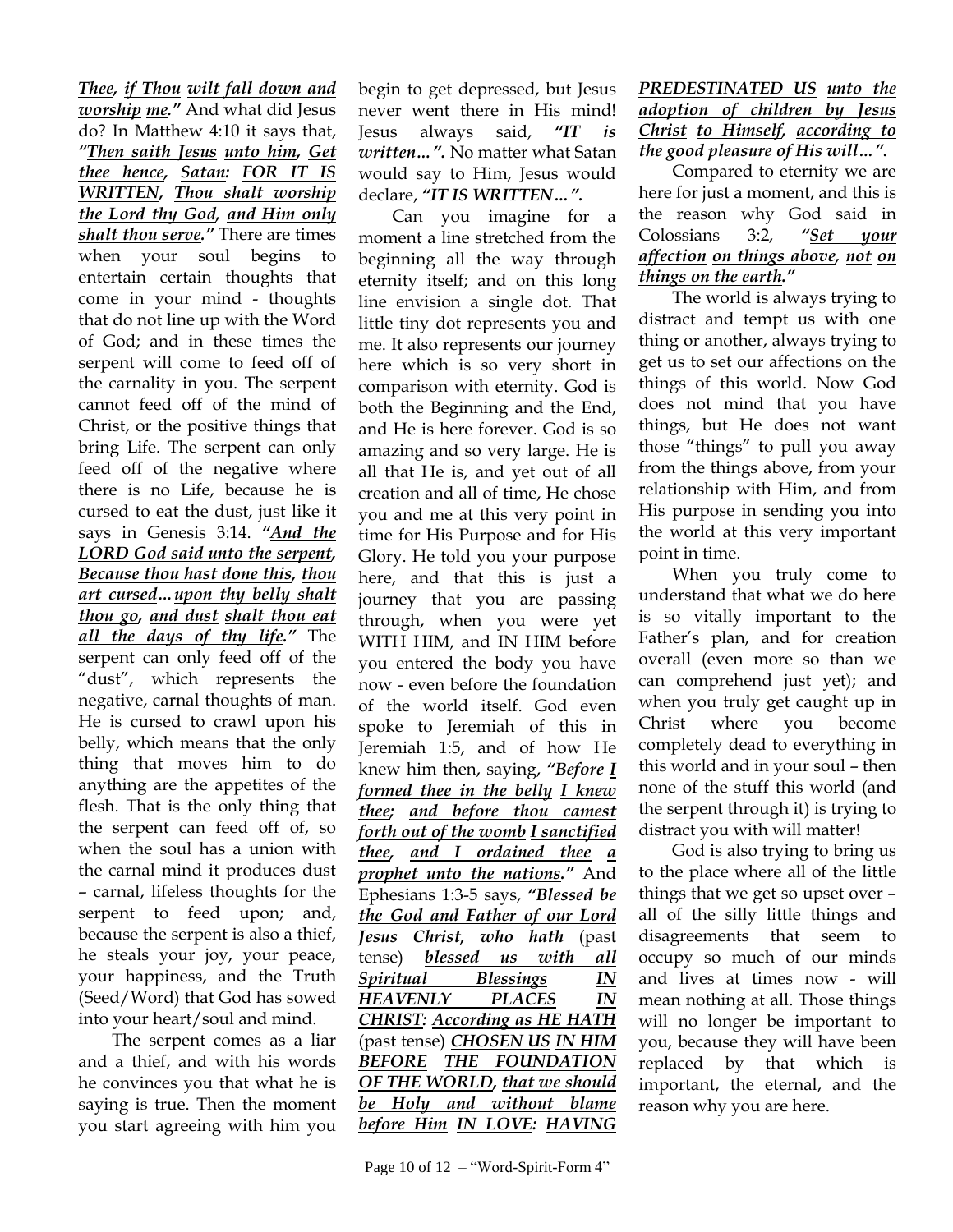***<u>Thee</u>, <u>if Thou</u> <u>wilt fall down and worship</u> <u>me</u>."*** And what did Jesus do? In Matthew 4:10 it says that, ***"<u>Then saith Jesus</u> <u>unto him</u>, <u>Get thee hence</u>, <u>Satan:</u> <u>FOR IT IS WRITTEN</u>, <u>Thou shalt worship the Lord thy God</u>, <u>and Him only shalt thou serve</u>."*** There are times when your soul begins to entertain certain thoughts that come in your mind - thoughts that do not line up with the Word of God; and in these times the serpent will come to feed off of the carnality in you. The serpent cannot feed off of the mind of Christ, or the positive things that bring Life. The serpent can only feed off of the negative where there is no Life, because he is cursed to eat the dust, just like it says in Genesis 3:14. ***"<u>And the LORD God said unto the serpent</u>, <u>Because thou hast done this</u>, <u>thou art cursed</u>...<u>upon thy belly shalt thou go</u>, <u>and dust</u> <u>shalt thou eat all the days of thy life</u>."*** The serpent can only feed off of the "dust", which represents the negative, carnal thoughts of man. He is cursed to crawl upon his belly, which means that the only thing that moves him to do anything are the appetites of the flesh. That is the only thing that the serpent can feed off of, so when the soul has a union with the carnal mind it produces dust – carnal, lifeless thoughts for the serpent to feed upon; and, because the serpent is also a thief, he steals your joy, your peace, your happiness, and the Truth (Seed/Word) that God has sowed into your heart/soul and mind.

The serpent comes as a liar and a thief, and with his words he convinces you that what he is saying is true. Then the moment you start agreeing with him you begin to get depressed, but Jesus never went there in His mind! Jesus always said, ***"IT is written...".*** No matter what Satan would say to Him, Jesus would declare, ***"IT IS WRITTEN...".***

Can you imagine for a moment a line stretched from the beginning all the way through eternity itself; and on this long line envision a single dot. That little tiny dot represents you and me. It also represents our journey here which is so very short in comparison with eternity. God is both the Beginning and the End, and He is here forever. God is so amazing and so very large. He is all that He is, and yet out of all creation and all of time, He chose you and me at this very point in time for His Purpose and for His Glory. He told you your purpose here, and that this is just a journey that you are passing through, when you were yet WITH HIM, and IN HIM before you entered the body you have now - even before the foundation of the world itself. God even spoke to Jeremiah of this in Jeremiah 1:5, and of how He knew him then, saying, ***"Before <u>I</u> <u>formed thee in the belly</u> <u>I knew thee</u>; <u>and before thou camest forth out of the womb</u> <u>I sanctified thee</u>, <u>and I ordained thee</u> <u>a prophet unto the nations</u>."*** And Ephesians 1:3-5 says, ***"<u>Blessed be the God and Father of our Lord Jesus Christ</u>, <u>who hath</u>*** (past tense) ***<u>blessed us with all Spiritual Blessings</u> <u>IN HEAVENLY PLACES</u> <u>IN CHRIST:</u> <u>According as HE HATH</u>*** (past tense) ***<u>CHOSEN US</u> <u>IN HIM</u> <u>BEFORE</u> <u>THE FOUNDATION OF THE WORLD</u>, <u>that we should be Holy and without blame before Him</u> <u>IN LOVE:</u> <u>HAVING PREDESTINATED US</u> <u>unto the adoption of children by Jesus Christ</u> <u>to Himself</u>, <u>according to the good pleasure</u> <u>of His will</u>...".***

Compared to eternity we are here for just a moment, and this is the reason why God said in Colossians 3:2, ***"<u>Set your affection</u> <u>on things above</u>, <u>not</u> <u>on things on the earth</u>."***

The world is always trying to distract and tempt us with one thing or another, always trying to get us to set our affections on the things of this world. Now God does not mind that you have things, but He does not want those "things" to pull you away from the things above, from your relationship with Him, and from His purpose in sending you into the world at this very important point in time.

When you truly come to understand that what we do here is so vitally important to the Father's plan, and for creation overall (even more so than we can comprehend just yet); and when you truly get caught up in Christ where you become completely dead to everything in this world and in your soul – then none of the stuff this world (and the serpent through it) is trying to distract you with will matter!

God is also trying to bring us to the place where all of the little things that we get so upset over – all of the silly little things and disagreements that seem to occupy so much of our minds and lives at times now - will mean nothing at all. Those things will no longer be important to you, because they will have been replaced by that which is important, the eternal, and the reason why you are here.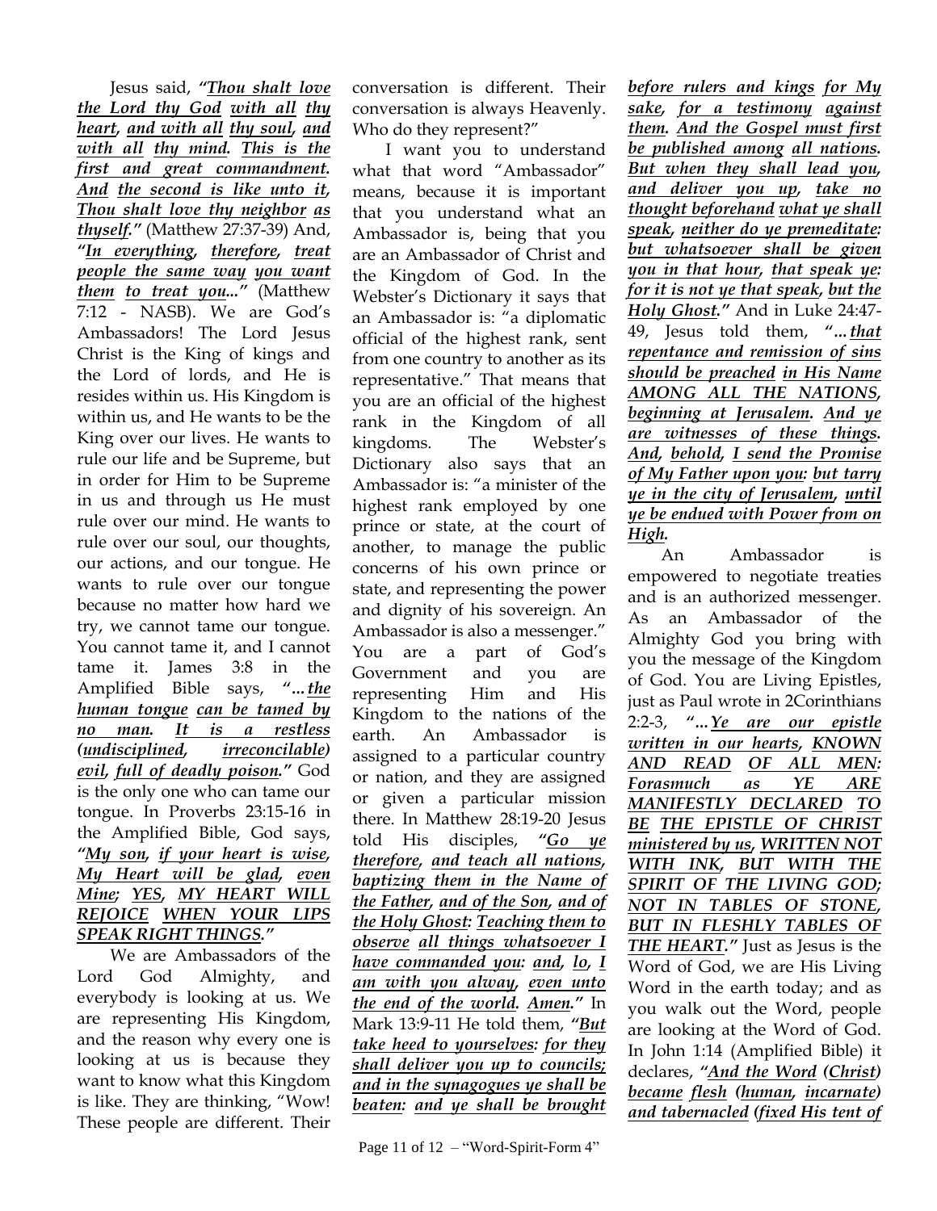Jesus said, ***"Thou shalt love the Lord thy God with all thy heart, and with all thy soul, and with all thy mind. This is the first and great commandment. And the second is like unto it, Thou shalt love thy neighbor as thyself."*** (Matthew 27:37-39) And, ***"In everything, therefore, treat people the same way you want them to treat you..."*** (Matthew 7:12 - NASB). We are God's Ambassadors! The Lord Jesus Christ is the King of kings and the Lord of lords, and He is resides within us. His Kingdom is within us, and He wants to be the King over our lives. He wants to rule our life and be Supreme, but in order for Him to be Supreme in us and through us He must rule over our mind. He wants to rule over our soul, our thoughts, our actions, and our tongue. He wants to rule over our tongue because no matter how hard we try, we cannot tame our tongue. You cannot tame it, and I cannot tame it. James 3:8 in the Amplified Bible says, ***"...the human tongue can be tamed by no man. It is a restless (undisciplined, irreconcilable) evil, full of deadly poison."*** God is the only one who can tame our tongue. In Proverbs 23:15-16 in the Amplified Bible, God says, ***"My son, if your heart is wise, My Heart will be glad, even Mine; YES, MY HEART WILL REJOICE WHEN YOUR LIPS SPEAK RIGHT THINGS."***

We are Ambassadors of the Lord God Almighty, and everybody is looking at us. We are representing His Kingdom, and the reason why every one is looking at us is because they want to know what this Kingdom is like. They are thinking, "Wow! These people are different. Their conversation is different. Their conversation is always Heavenly. Who do they represent?"

I want you to understand what that word "Ambassador" means, because it is important that you understand what an Ambassador is, being that you are an Ambassador of Christ and the Kingdom of God. In the Webster's Dictionary it says that an Ambassador is: "a diplomatic official of the highest rank, sent from one country to another as its representative." That means that you are an official of the highest rank in the Kingdom of all kingdoms. The Webster's Dictionary also says that an Ambassador is: "a minister of the highest rank employed by one prince or state, at the court of another, to manage the public concerns of his own prince or state, and representing the power and dignity of his sovereign. An Ambassador is also a messenger." You are a part of God's Government and you are representing Him and His Kingdom to the nations of the earth. An Ambassador is assigned to a particular country or nation, and they are assigned or given a particular mission there. In Matthew 28:19-20 Jesus told His disciples, ***"Go ye therefore, and teach all nations, baptizing them in the Name of the Father, and of the Son, and of the Holy Ghost: Teaching them to observe all things whatsoever I have commanded you: and, lo, I am with you alway, even unto the end of the world. Amen."*** In Mark 13:9-11 He told them, ***"But take heed to yourselves: for they shall deliver you up to councils; and in the synagogues ye shall be beaten: and ye shall be brought before rulers and kings for My sake, for a testimony against them. And the Gospel must first be published among all nations. But when they shall lead you, and deliver you up, take no thought beforehand what ye shall speak, neither do ye premeditate: but whatsoever shall be given you in that hour, that speak ye: for it is not ye that speak, but the Holy Ghost."*** And in Luke 24:47-49, Jesus told them, ***"...that repentance and remission of sins should be preached in His Name AMONG ALL THE NATIONS, beginning at Jerusalem. And ye are witnesses of these things. And, behold, I send the Promise of My Father upon you: but tarry ye in the city of Jerusalem, until ye be endued with Power from on High.***

An Ambassador is empowered to negotiate treaties and is an authorized messenger. As an Ambassador of the Almighty God you bring with you the message of the Kingdom of God. You are Living Epistles, just as Paul wrote in 2Corinthians 2:2-3, ***"...Ye are our epistle written in our hearts, KNOWN AND READ OF ALL MEN: Forasmuch as YE ARE MANIFESTLY DECLARED TO BE THE EPISTLE OF CHRIST ministered by us, WRITTEN NOT WITH INK, BUT WITH THE SPIRIT OF THE LIVING GOD; NOT IN TABLES OF STONE, BUT IN FLESHLY TABLES OF THE HEART."*** Just as Jesus is the Word of God, we are His Living Word in the earth today; and as you walk out the Word, people are looking at the Word of God. In John 1:14 (Amplified Bible) it declares, ***"And the Word (Christ) became flesh (human, incarnate) and tabernacled (fixed His tent of***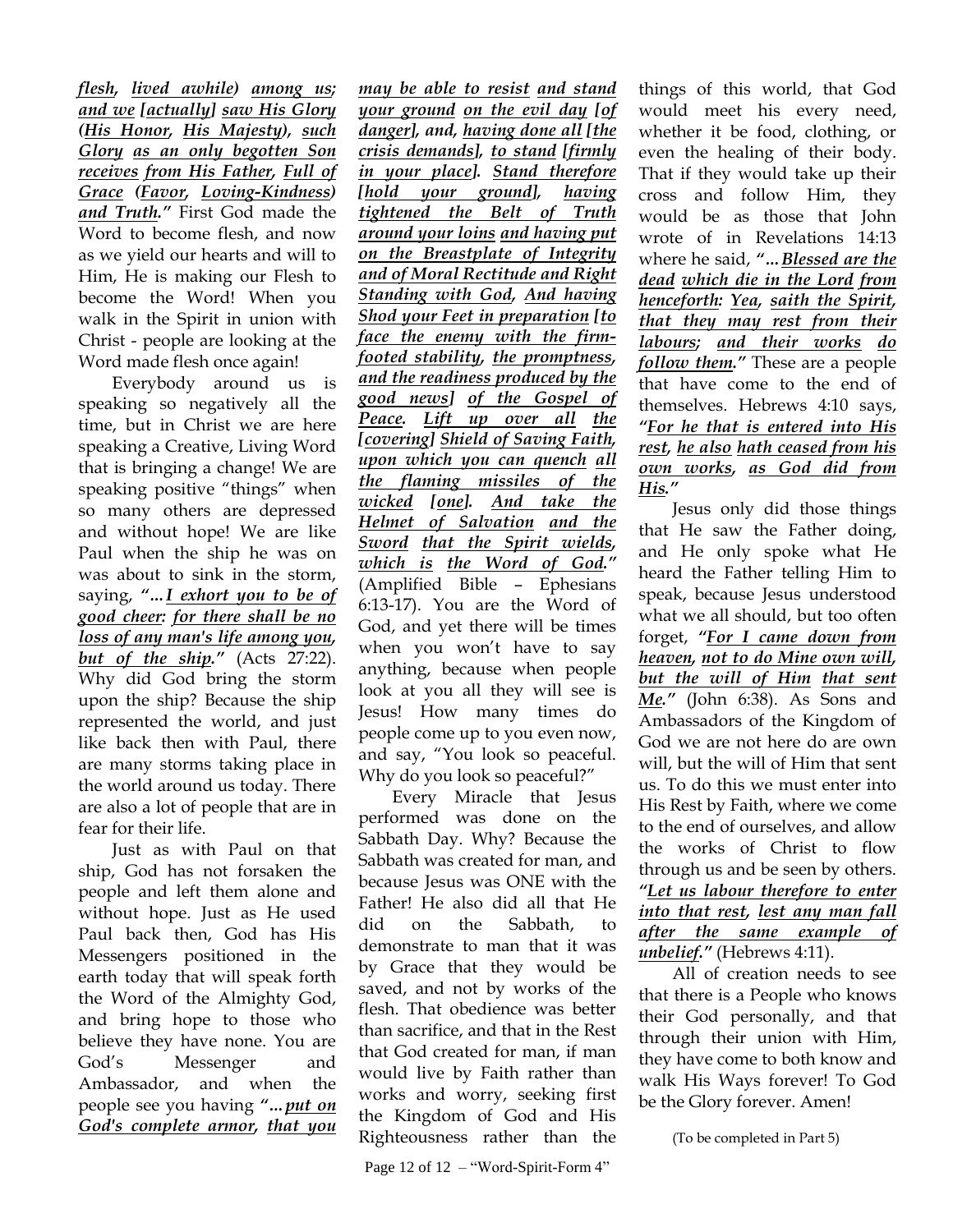***flesh, lived awhile) among us; and we [actually] saw His Glory (His Honor, His Majesty), such Glory as an only begotten Son receives from His Father, Full of Grace (Favor, Loving-Kindness) and Truth."*** First God made the Word to become flesh, and now as we yield our hearts and will to Him, He is making our Flesh to become the Word! When you walk in the Spirit in union with Christ - people are looking at the Word made flesh once again!

Everybody around us is speaking so negatively all the time, but in Christ we are here speaking a Creative, Living Word that is bringing a change! We are speaking positive "things" when so many others are depressed and without hope! We are like Paul when the ship he was on was about to sink in the storm, saying, ***"...I exhort you to be of good cheer: for there shall be no loss of any man's life among you, but of the ship."*** (Acts 27:22). Why did God bring the storm upon the ship? Because the ship represented the world, and just like back then with Paul, there are many storms taking place in the world around us today. There are also a lot of people that are in fear for their life.

Just as with Paul on that ship, God has not forsaken the people and left them alone and without hope. Just as He used Paul back then, God has His Messengers positioned in the earth today that will speak forth the Word of the Almighty God, and bring hope to those who believe they have none. You are God's Messenger and Ambassador, and when the people see you having ***"...put on God's complete armor, that you may be able to resist and stand your ground on the evil day [of danger], and, having done all [the crisis demands], to stand [firmly in your place]. Stand therefore [hold your ground], having tightened the Belt of Truth around your loins and having put on the Breastplate of Integrity and of Moral Rectitude and Right Standing with God, And having Shod your Feet in preparation [to face the enemy with the firm-footed stability, the promptness, and the readiness produced by the good news] of the Gospel of Peace. Lift up over all the [covering] Shield of Saving Faith, upon which you can quench all the flaming missiles of the wicked [one]. And take the Helmet of Salvation and the Sword that the Spirit wields, which is the Word of God."*** (Amplified Bible – Ephesians 6:13-17). You are the Word of God, and yet there will be times when you won't have to say anything, because when people look at you all they will see is Jesus! How many times do people come up to you even now, and say, "You look so peaceful. Why do you look so peaceful?"

Every Miracle that Jesus performed was done on the Sabbath Day. Why? Because the Sabbath was created for man, and because Jesus was ONE with the Father! He also did all that He did on the Sabbath, to demonstrate to man that it was by Grace that they would be saved, and not by works of the flesh. That obedience was better than sacrifice, and that in the Rest that God created for man, if man would live by Faith rather than works and worry, seeking first the Kingdom of God and His Righteousness rather than the things of this world, that God would meet his every need, whether it be food, clothing, or even the healing of their body. That if they would take up their cross and follow Him, they would be as those that John wrote of in Revelations 14:13 where he said, ***"...Blessed are the dead which die in the Lord from henceforth: Yea, saith the Spirit, that they may rest from their labours; and their works do follow them."*** These are a people that have come to the end of themselves. Hebrews 4:10 says, ***"For he that is entered into His rest, he also hath ceased from his own works, as God did from His."***

Jesus only did those things that He saw the Father doing, and He only spoke what He heard the Father telling Him to speak, because Jesus understood what we all should, but too often forget, ***"For I came down from heaven, not to do Mine own will, but the will of Him that sent Me."*** (John 6:38). As Sons and Ambassadors of the Kingdom of God we are not here do are own will, but the will of Him that sent us. To do this we must enter into His Rest by Faith, where we come to the end of ourselves, and allow the works of Christ to flow through us and be seen by others. ***"Let us labour therefore to enter into that rest, lest any man fall after the same example of unbelief."*** (Hebrews 4:11).

All of creation needs to see that there is a People who knows their God personally, and that through their union with Him, they have come to both know and walk His Ways forever! To God be the Glory forever. Amen!

(To be completed in Part 5)